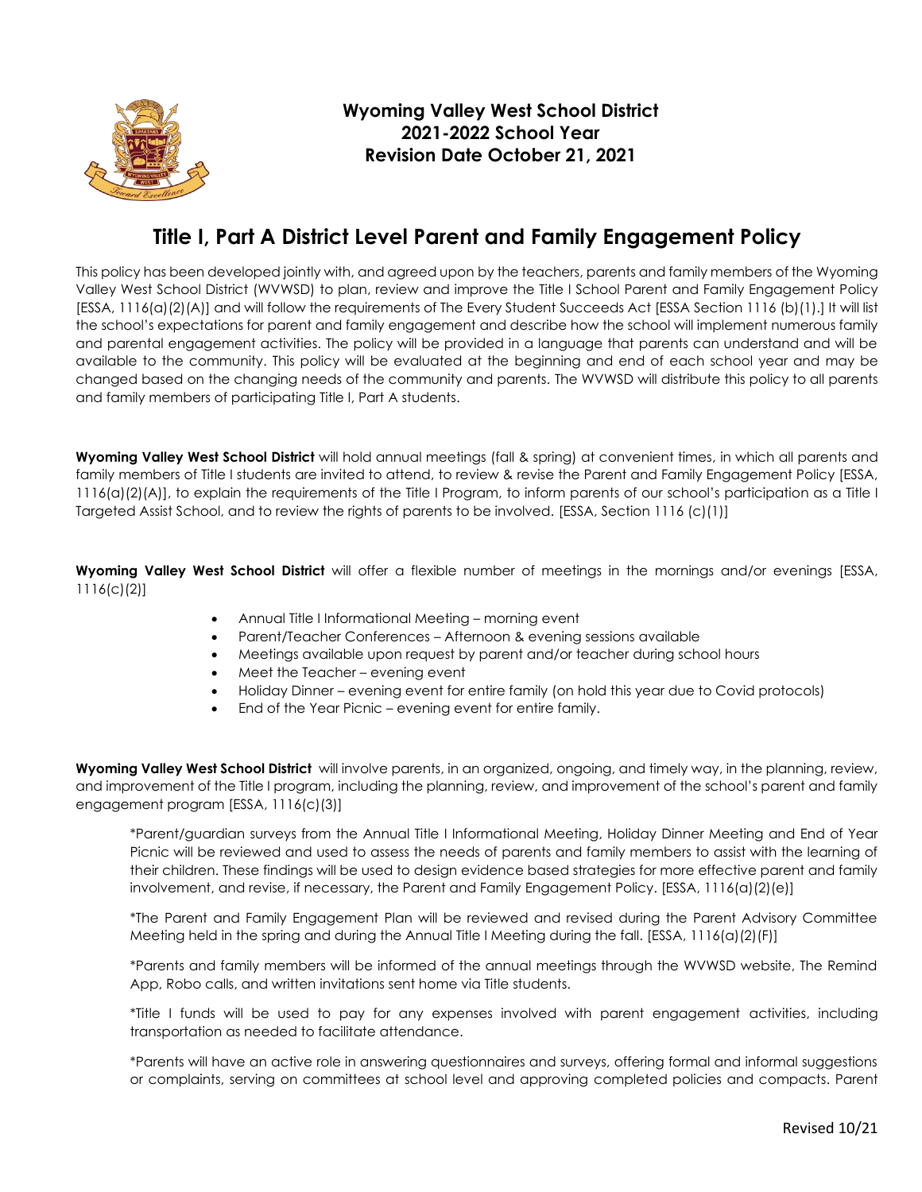**Wyoming Valley West School District**
**2021-2022 School Year**
**Revision Date October 21, 2021**

# Title I, Part A District Level Parent and Family Engagement Policy

This policy has been developed jointly with, and agreed upon by the teachers, parents and family members of the Wyoming Valley West School District (WVWSD) to plan, review and improve the Title I School Parent and Family Engagement Policy [ESSA, 1116(a)(2)(A)] and will follow the requirements of The Every Student Succeeds Act [ESSA Section 1116 (b)(1).] It will list the school's expectations for parent and family engagement and describe how the school will implement numerous family and parental engagement activities. The policy will be provided in a language that parents can understand and will be available to the community. This policy will be evaluated at the beginning and end of each school year and may be changed based on the changing needs of the community and parents. The WVWSD will distribute this policy to all parents and family members of participating Title I, Part A students.

**Wyoming Valley West School District** will hold annual meetings (fall & spring) at convenient times, in which all parents and family members of Title I students are invited to attend, to review & revise the Parent and Family Engagement Policy [ESSA, 1116(a)(2)(A)], to explain the requirements of the Title I Program, to inform parents of our school's participation as a Title I Targeted Assist School, and to review the rights of parents to be involved. [ESSA, Section 1116 (c)(1)]

**Wyoming Valley West School District** will offer a flexible number of meetings in the mornings and/or evenings [ESSA, 1116(c)(2)]

- Annual Title I Informational Meeting – morning event
- Parent/Teacher Conferences – Afternoon & evening sessions available
- Meetings available upon request by parent and/or teacher during school hours
- Meet the Teacher – evening event
- Holiday Dinner – evening event for entire family (on hold this year due to Covid protocols)
- End of the Year Picnic – evening event for entire family.

**Wyoming Valley West School District** will involve parents, in an organized, ongoing, and timely way, in the planning, review, and improvement of the Title I program, including the planning, review, and improvement of the school's parent and family engagement program [ESSA, 1116(c)(3)]

*Parent/guardian surveys from the Annual Title I Informational Meeting, Holiday Dinner Meeting and End of Year Picnic will be reviewed and used to assess the needs of parents and family members to assist with the learning of their children. These findings will be used to design evidence based strategies for more effective parent and family involvement, and revise, if necessary, the Parent and Family Engagement Policy. [ESSA, 1116(a)(2)(e)]

*The Parent and Family Engagement Plan will be reviewed and revised during the Parent Advisory Committee Meeting held in the spring and during the Annual Title I Meeting during the fall. [ESSA, 1116(a)(2)(F)]

*Parents and family members will be informed of the annual meetings through the WVWSD website, The Remind App, Robo calls, and written invitations sent home via Title students.

*Title I funds will be used to pay for any expenses involved with parent engagement activities, including transportation as needed to facilitate attendance.

*Parents will have an active role in answering questionnaires and surveys, offering formal and informal suggestions or complaints, serving on committees at school level and approving completed policies and compacts. Parent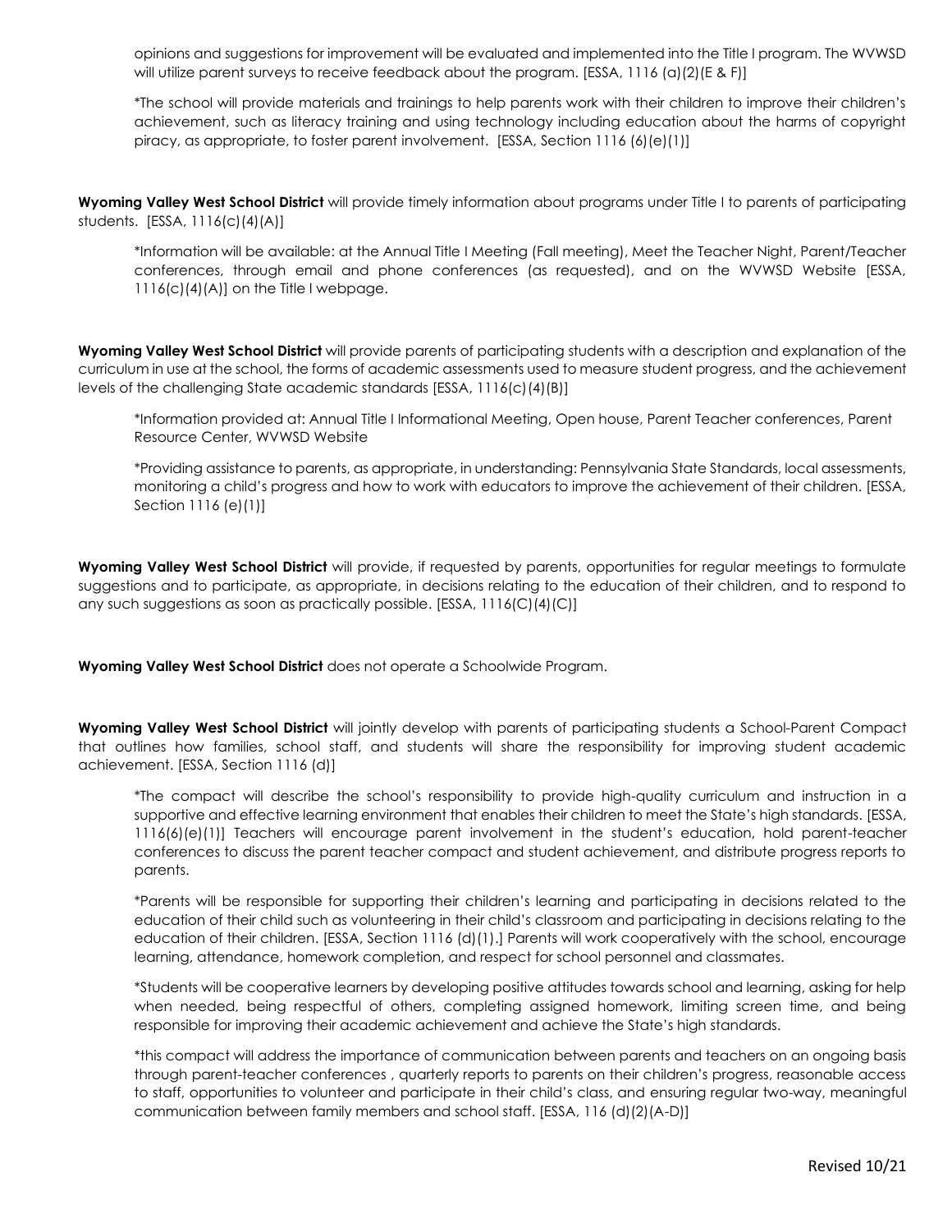opinions and suggestions for improvement will be evaluated and implemented into the Title I program. The WVWSD will utilize parent surveys to receive feedback about the program. [ESSA, 1116 (a)(2)(E & F)]

*The school will provide materials and trainings to help parents work with their children to improve their children's achievement, such as literacy training and using technology including education about the harms of copyright piracy, as appropriate, to foster parent involvement. [ESSA, Section 1116 (6)(e)(1)]

**Wyoming Valley West School District** will provide timely information about programs under Title I to parents of participating students. [ESSA, 1116(c)(4)(A)]

*Information will be available: at the Annual Title I Meeting (Fall meeting), Meet the Teacher Night, Parent/Teacher conferences, through email and phone conferences (as requested), and on the WVWSD Website [ESSA, 1116(c)(4)(A)] on the Title I webpage.

**Wyoming Valley West School District** will provide parents of participating students with a description and explanation of the curriculum in use at the school, the forms of academic assessments used to measure student progress, and the achievement levels of the challenging State academic standards [ESSA, 1116(c)(4)(B)]

*Information provided at: Annual Title I Informational Meeting, Open house, Parent Teacher conferences, Parent Resource Center, WVWSD Website

*Providing assistance to parents, as appropriate, in understanding: Pennsylvania State Standards, local assessments, monitoring a child's progress and how to work with educators to improve the achievement of their children. [ESSA, Section 1116 (e)(1)]

**Wyoming Valley West School District** will provide, if requested by parents, opportunities for regular meetings to formulate suggestions and to participate, as appropriate, in decisions relating to the education of their children, and to respond to any such suggestions as soon as practically possible. [ESSA, 1116(C)(4)(C)]

**Wyoming Valley West School District** does not operate a Schoolwide Program.

**Wyoming Valley West School District** will jointly develop with parents of participating students a School-Parent Compact that outlines how families, school staff, and students will share the responsibility for improving student academic achievement. [ESSA, Section 1116 (d)]

*The compact will describe the school's responsibility to provide high-quality curriculum and instruction in a supportive and effective learning environment that enables their children to meet the State's high standards. [ESSA, 1116(6)(e)(1)] Teachers will encourage parent involvement in the student's education, hold parent-teacher conferences to discuss the parent teacher compact and student achievement, and distribute progress reports to parents.

*Parents will be responsible for supporting their children's learning and participating in decisions related to the education of their child such as volunteering in their child's classroom and participating in decisions relating to the education of their children. [ESSA, Section 1116 (d)(1).] Parents will work cooperatively with the school, encourage learning, attendance, homework completion, and respect for school personnel and classmates.

*Students will be cooperative learners by developing positive attitudes towards school and learning, asking for help when needed, being respectful of others, completing assigned homework, limiting screen time, and being responsible for improving their academic achievement and achieve the State's high standards.

*this compact will address the importance of communication between parents and teachers on an ongoing basis through parent-teacher conferences , quarterly reports to parents on their children's progress, reasonable access to staff, opportunities to volunteer and participate in their child's class, and ensuring regular two-way, meaningful communication between family members and school staff. [ESSA, 116 (d)(2)(A-D)]

Revised 10/21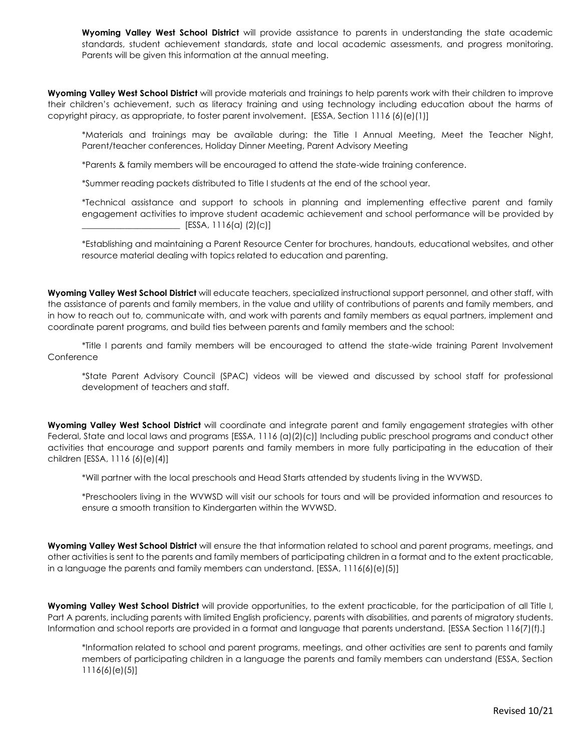**Wyoming Valley West School District** will provide assistance to parents in understanding the state academic standards, student achievement standards, state and local academic assessments, and progress monitoring. Parents will be given this information at the annual meeting.

**Wyoming Valley West School District** will provide materials and trainings to help parents work with their children to improve their children's achievement, such as literacy training and using technology including education about the harms of copyright piracy, as appropriate, to foster parent involvement. [ESSA, Section 1116 (6)(e)(1)]

*Materials and trainings may be available during: the Title I Annual Meeting, Meet the Teacher Night, Parent/teacher conferences, Holiday Dinner Meeting, Parent Advisory Meeting

*Parents & family members will be encouraged to attend the state-wide training conference.

*Summer reading packets distributed to Title I students at the end of the school year.

*Technical assistance and support to schools in planning and implementing effective parent and family engagement activities to improve student academic achievement and school performance will be provided by ______________________ [ESSA, 1116(a) (2)(c)]

*Establishing and maintaining a Parent Resource Center for brochures, handouts, educational websites, and other resource material dealing with topics related to education and parenting.

**Wyoming Valley West School District** will educate teachers, specialized instructional support personnel, and other staff, with the assistance of parents and family members, in the value and utility of contributions of parents and family members, and in how to reach out to, communicate with, and work with parents and family members as equal partners, implement and coordinate parent programs, and build ties between parents and family members and the school:

*Title I parents and family members will be encouraged to attend the state-wide training Parent Involvement Conference

*State Parent Advisory Council (SPAC) videos will be viewed and discussed by school staff for professional development of teachers and staff.

**Wyoming Valley West School District** will coordinate and integrate parent and family engagement strategies with other Federal, State and local laws and programs [ESSA, 1116 (a)(2)(c)] Including public preschool programs and conduct other activities that encourage and support parents and family members in more fully participating in the education of their children [ESSA, 1116 (6)(e)(4)]

*Will partner with the local preschools and Head Starts attended by students living in the WVWSD.

*Preschoolers living in the WVWSD will visit our schools for tours and will be provided information and resources to ensure a smooth transition to Kindergarten within the WVWSD.

**Wyoming Valley West School District** will ensure the that information related to school and parent programs, meetings, and other activities is sent to the parents and family members of participating children in a format and to the extent practicable, in a language the parents and family members can understand. [ESSA, 1116(6)(e)(5)]

**Wyoming Valley West School District** will provide opportunities, to the extent practicable, for the participation of all Title I, Part A parents, including parents with limited English proficiency, parents with disabilities, and parents of migratory students. Information and school reports are provided in a format and language that parents understand. [ESSA Section 116(7)(f).]

*Information related to school and parent programs, meetings, and other activities are sent to parents and family members of participating children in a language the parents and family members can understand (ESSA, Section 1116(6)(e)(5)]

Revised 10/21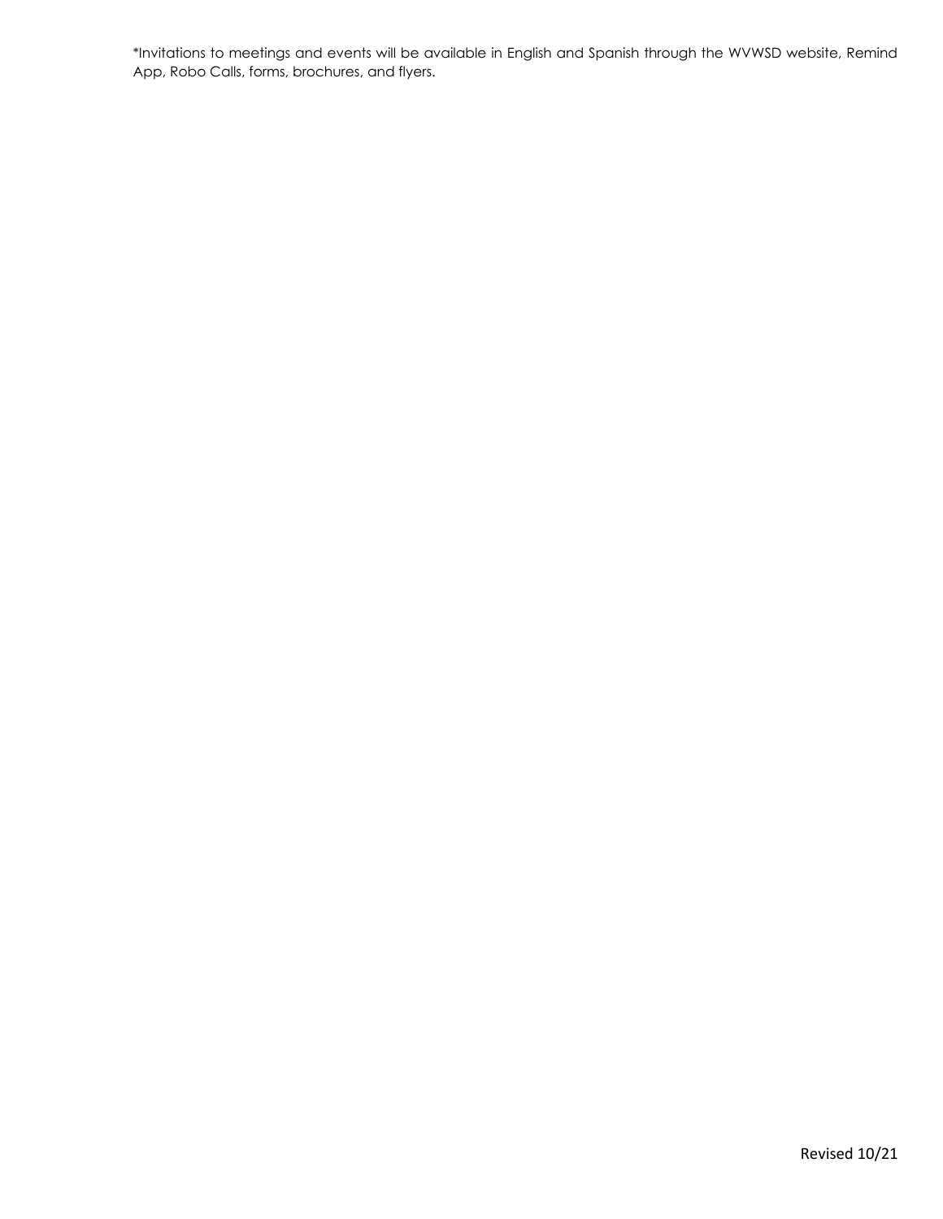*Invitations to meetings and events will be available in English and Spanish through the WVWSD website, Remind App, Robo Calls, forms, brochures, and flyers.

Revised 10/21